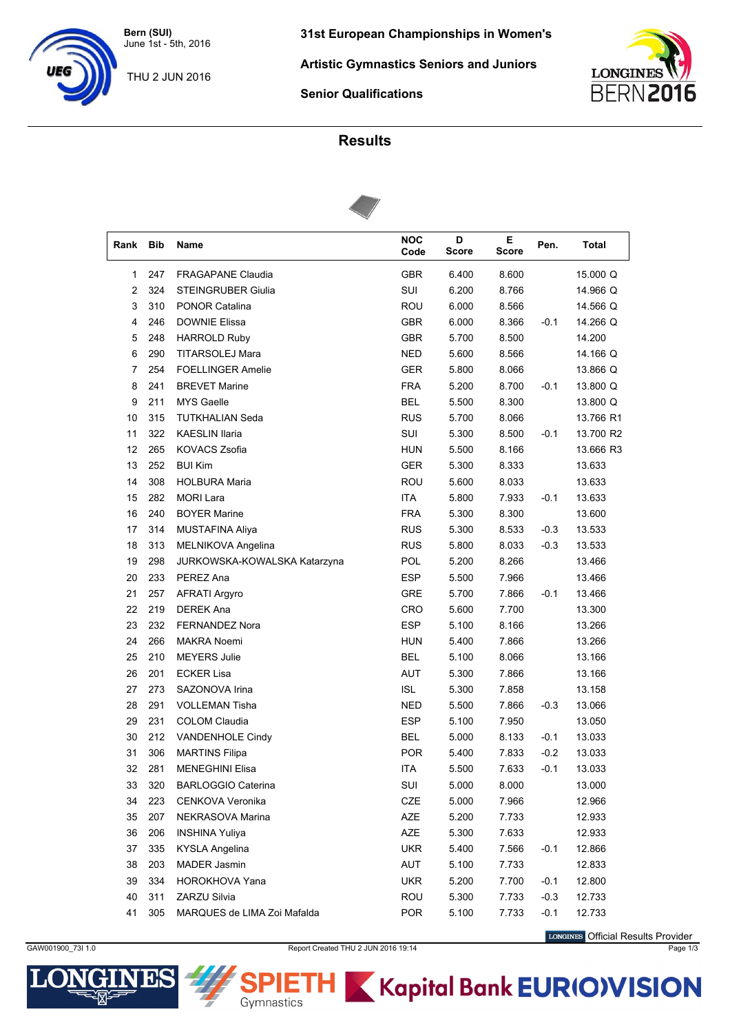Bern (SUI)
June 1st - 5th, 2016

THU 2 JUN 2016

# 31st European Championships in Women's Artistic Gymnastics Seniors and Juniors

## Senior Qualifications

## Results

| Rank | Bib | Name | NOC Code | D Score | E Score | Pen. | Total |
|---|---|---|---|---|---|---|---|
| 1 | 247 | FRAGAPANE Claudia | GBR | 6.400 | 8.600 | | 15.000 Q |
| 2 | 324 | STEINGRUBER Giulia | SUI | 6.200 | 8.766 | | 14.966 Q |
| 3 | 310 | PONOR Catalina | ROU | 6.000 | 8.566 | | 14.566 Q |
| 4 | 246 | DOWNIE Elissa | GBR | 6.000 | 8.366 | -0.1 | 14.266 Q |
| 5 | 248 | HARROLD Ruby | GBR | 5.700 | 8.500 | | 14.200 |
| 6 | 290 | TITARSOLEJ Mara | NED | 5.600 | 8.566 | | 14.166 Q |
| 7 | 254 | FOELLINGER Amelie | GER | 5.800 | 8.066 | | 13.866 Q |
| 8 | 241 | BREVET Marine | FRA | 5.200 | 8.700 | -0.1 | 13.800 Q |
| 9 | 211 | MYS Gaelle | BEL | 5.500 | 8.300 | | 13.800 Q |
| 10 | 315 | TUTKHALIAN Seda | RUS | 5.700 | 8.066 | | 13.766 R1 |
| 11 | 322 | KAESLIN Ilaria | SUI | 5.300 | 8.500 | -0.1 | 13.700 R2 |
| 12 | 265 | KOVACS Zsofia | HUN | 5.500 | 8.166 | | 13.666 R3 |
| 13 | 252 | BUI Kim | GER | 5.300 | 8.333 | | 13.633 |
| 14 | 308 | HOLBURA Maria | ROU | 5.600 | 8.033 | | 13.633 |
| 15 | 282 | MORI Lara | ITA | 5.800 | 7.933 | -0.1 | 13.633 |
| 16 | 240 | BOYER Marine | FRA | 5.300 | 8.300 | | 13.600 |
| 17 | 314 | MUSTAFINA Aliya | RUS | 5.300 | 8.533 | -0.3 | 13.533 |
| 18 | 313 | MELNIKOVA Angelina | RUS | 5.800 | 8.033 | -0.3 | 13.533 |
| 19 | 298 | JURKOWSKA-KOWALSKA Katarzyna | POL | 5.200 | 8.266 | | 13.466 |
| 20 | 233 | PEREZ Ana | ESP | 5.500 | 7.966 | | 13.466 |
| 21 | 257 | AFRATI Argyro | GRE | 5.700 | 7.866 | -0.1 | 13.466 |
| 22 | 219 | DEREK Ana | CRO | 5.600 | 7.700 | | 13.300 |
| 23 | 232 | FERNANDEZ Nora | ESP | 5.100 | 8.166 | | 13.266 |
| 24 | 266 | MAKRA Noemi | HUN | 5.400 | 7.866 | | 13.266 |
| 25 | 210 | MEYERS Julie | BEL | 5.100 | 8.066 | | 13.166 |
| 26 | 201 | ECKER Lisa | AUT | 5.300 | 7.866 | | 13.166 |
| 27 | 273 | SAZONOVA Irina | ISL | 5.300 | 7.858 | | 13.158 |
| 28 | 291 | VOLLEMAN Tisha | NED | 5.500 | 7.866 | -0.3 | 13.066 |
| 29 | 231 | COLOM Claudia | ESP | 5.100 | 7.950 | | 13.050 |
| 30 | 212 | VANDENHOLE Cindy | BEL | 5.000 | 8.133 | -0.1 | 13.033 |
| 31 | 306 | MARTINS Filipa | POR | 5.400 | 7.833 | -0.2 | 13.033 |
| 32 | 281 | MENEGHINI Elisa | ITA | 5.500 | 7.633 | -0.1 | 13.033 |
| 33 | 320 | BARLOGGIO Caterina | SUI | 5.000 | 8.000 | | 13.000 |
| 34 | 223 | CENKOVA Veronika | CZE | 5.000 | 7.966 | | 12.966 |
| 35 | 207 | NEKRASOVA Marina | AZE | 5.200 | 7.733 | | 12.933 |
| 36 | 206 | INSHINA Yuliya | AZE | 5.300 | 7.633 | | 12.933 |
| 37 | 335 | KYSLA Angelina | UKR | 5.400 | 7.566 | -0.1 | 12.866 |
| 38 | 203 | MADER Jasmin | AUT | 5.100 | 7.733 | | 12.833 |
| 39 | 334 | HOROKHOVA Yana | UKR | 5.200 | 7.700 | -0.1 | 12.800 |
| 40 | 311 | ZARZU Silvia | ROU | 5.300 | 7.733 | -0.3 | 12.733 |
| 41 | 305 | MARQUES de LIMA Zoi Mafalda | POR | 5.100 | 7.733 | -0.1 | 12.733 |

GAW001900_73I 1.0 | Report Created THU 2 JUN 2016 19:14 | Official Results Provider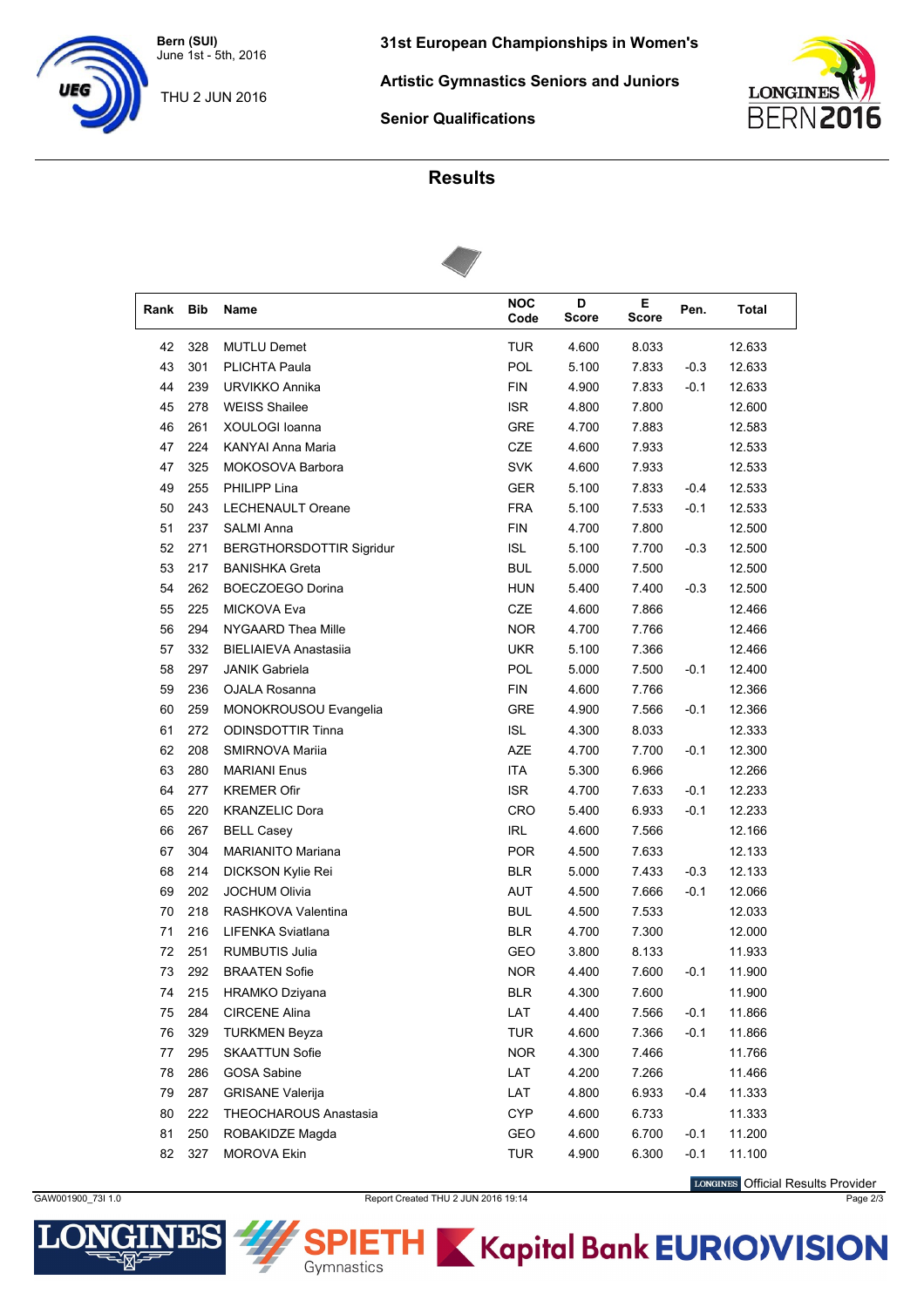# 31st European Championships in Women's Artistic Gymnastics Seniors and Juniors

Bern (SUI)
June 1st - 5th, 2016

THU 2 JUN 2016

## Senior Qualifications

## Results

| Rank | Bib | Name | NOC Code | D Score | E Score | Pen. | Total |
|---|---|---|---|---|---|---|---|
| 42 | 328 | MUTLU Demet | TUR | 4.600 | 8.033 | | 12.633 |
| 43 | 301 | PLICHTA Paula | POL | 5.100 | 7.833 | -0.3 | 12.633 |
| 44 | 239 | URVIKKO Annika | FIN | 4.900 | 7.833 | -0.1 | 12.633 |
| 45 | 278 | WEISS Shailee | ISR | 4.800 | 7.800 | | 12.600 |
| 46 | 261 | XOULOGI Ioanna | GRE | 4.700 | 7.883 | | 12.583 |
| 47 | 224 | KANYAI Anna Maria | CZE | 4.600 | 7.933 | | 12.533 |
| 47 | 325 | MOKOSOVA Barbora | SVK | 4.600 | 7.933 | | 12.533 |
| 49 | 255 | PHILIPP Lina | GER | 5.100 | 7.833 | -0.4 | 12.533 |
| 50 | 243 | LECHENAULT Oreane | FRA | 5.100 | 7.533 | -0.1 | 12.533 |
| 51 | 237 | SALMI Anna | FIN | 4.700 | 7.800 | | 12.500 |
| 52 | 271 | BERGTHORSDOTTIR Sigridur | ISL | 5.100 | 7.700 | -0.3 | 12.500 |
| 53 | 217 | BANISHKA Greta | BUL | 5.000 | 7.500 | | 12.500 |
| 54 | 262 | BOECZOEGO Dorina | HUN | 5.400 | 7.400 | -0.3 | 12.500 |
| 55 | 225 | MICKOVA Eva | CZE | 4.600 | 7.866 | | 12.466 |
| 56 | 294 | NYGAARD Thea Mille | NOR | 4.700 | 7.766 | | 12.466 |
| 57 | 332 | BIELIAIEVA Anastasiia | UKR | 5.100 | 7.366 | | 12.466 |
| 58 | 297 | JANIK Gabriela | POL | 5.000 | 7.500 | -0.1 | 12.400 |
| 59 | 236 | OJALA Rosanna | FIN | 4.600 | 7.766 | | 12.366 |
| 60 | 259 | MONOKROUSOU Evangelia | GRE | 4.900 | 7.566 | -0.1 | 12.366 |
| 61 | 272 | ODINSDOTTIR Tinna | ISL | 4.300 | 8.033 | | 12.333 |
| 62 | 208 | SMIRNOVA Mariia | AZE | 4.700 | 7.700 | -0.1 | 12.300 |
| 63 | 280 | MARIANI Enus | ITA | 5.300 | 6.966 | | 12.266 |
| 64 | 277 | KREMER Ofir | ISR | 4.700 | 7.633 | -0.1 | 12.233 |
| 65 | 220 | KRANZELIC Dora | CRO | 5.400 | 6.933 | -0.1 | 12.233 |
| 66 | 267 | BELL Casey | IRL | 4.600 | 7.566 | | 12.166 |
| 67 | 304 | MARIANITO Mariana | POR | 4.500 | 7.633 | | 12.133 |
| 68 | 214 | DICKSON Kylie Rei | BLR | 5.000 | 7.433 | -0.3 | 12.133 |
| 69 | 202 | JOCHUM Olivia | AUT | 4.500 | 7.666 | -0.1 | 12.066 |
| 70 | 218 | RASHKOVA Valentina | BUL | 4.500 | 7.533 | | 12.033 |
| 71 | 216 | LIFENKA Sviatlana | BLR | 4.700 | 7.300 | | 12.000 |
| 72 | 251 | RUMBUTIS Julia | GEO | 3.800 | 8.133 | | 11.933 |
| 73 | 292 | BRAATEN Sofie | NOR | 4.400 | 7.600 | -0.1 | 11.900 |
| 74 | 215 | HRAMKO Dziyana | BLR | 4.300 | 7.600 | | 11.900 |
| 75 | 284 | CIRCENE Alina | LAT | 4.400 | 7.566 | -0.1 | 11.866 |
| 76 | 329 | TURKMEN Beyza | TUR | 4.600 | 7.366 | -0.1 | 11.866 |
| 77 | 295 | SKAATTUN Sofie | NOR | 4.300 | 7.466 | | 11.766 |
| 78 | 286 | GOSA Sabine | LAT | 4.200 | 7.266 | | 11.466 |
| 79 | 287 | GRISANE Valerija | LAT | 4.800 | 6.933 | -0.4 | 11.333 |
| 80 | 222 | THEOCHAROUS Anastasia | CYP | 4.600 | 6.733 | | 11.333 |
| 81 | 250 | ROBAKIDZE Magda | GEO | 4.600 | 6.700 | -0.1 | 11.200 |
| 82 | 327 | MOROVA Ekin | TUR | 4.900 | 6.300 | -0.1 | 11.100 |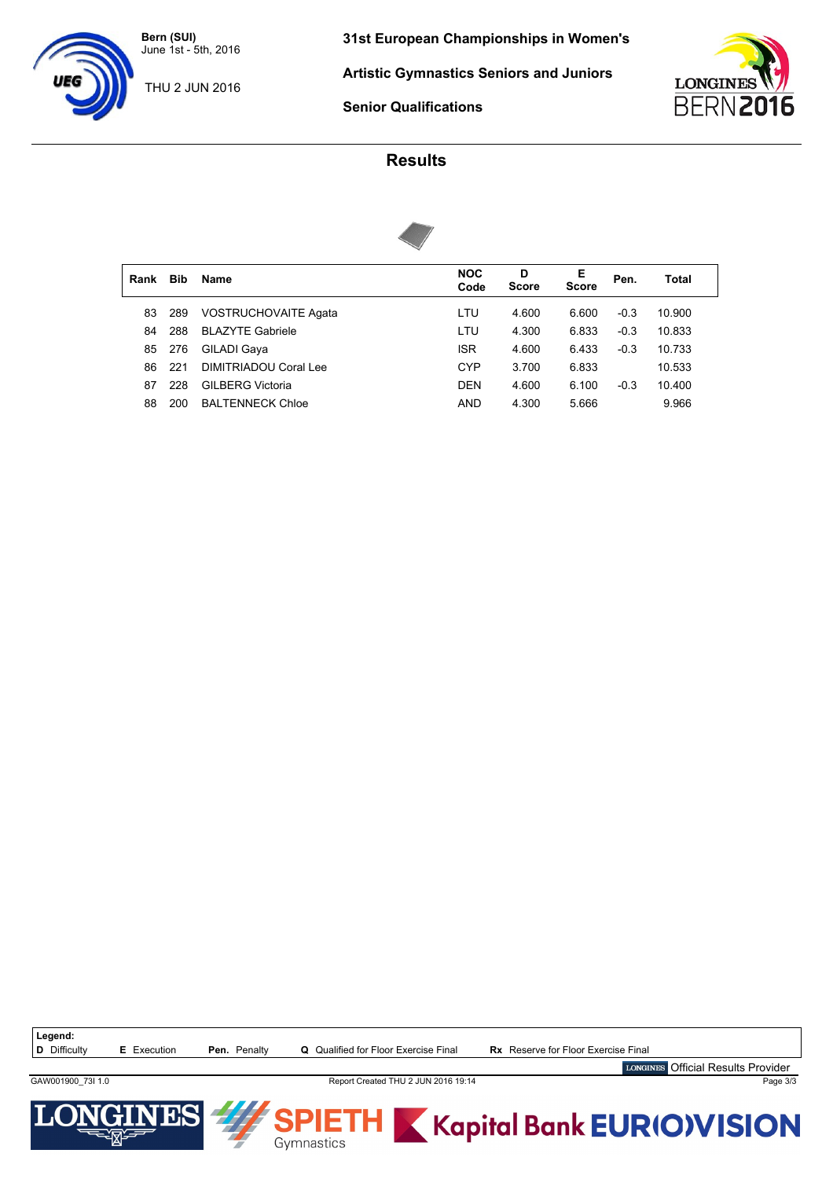## Results

| Rank | Bib | Name | NOC Code | D Score | E Score | Pen. | Total |
|---|---|---|---|---|---|---|---|
| 83 | 289 | VOSTRUCHOVAITE Agata | LTU | 4.600 | 6.600 | -0.3 | 10.900 |
| 84 | 288 | BLAZYTE Gabriele | LTU | 4.300 | 6.833 | -0.3 | 10.833 |
| 85 | 276 | GILADI Gaya | ISR | 4.600 | 6.433 | -0.3 | 10.733 |
| 86 | 221 | DIMITRIADOU Coral Lee | CYP | 3.700 | 6.833 | | 10.533 |
| 87 | 228 | GILBERG Victoria | DEN | 4.600 | 6.100 | -0.3 | 10.400 |
| 88 | 200 | BALTENNECK Chloe | AND | 4.300 | 5.666 | | 9.966 |

**Legend:**
**D** Difficulty **E** Execution **Pen.** Penalty **Q** Qualified for Floor Exercise Final **Rx** Reserve for Floor Exercise Final